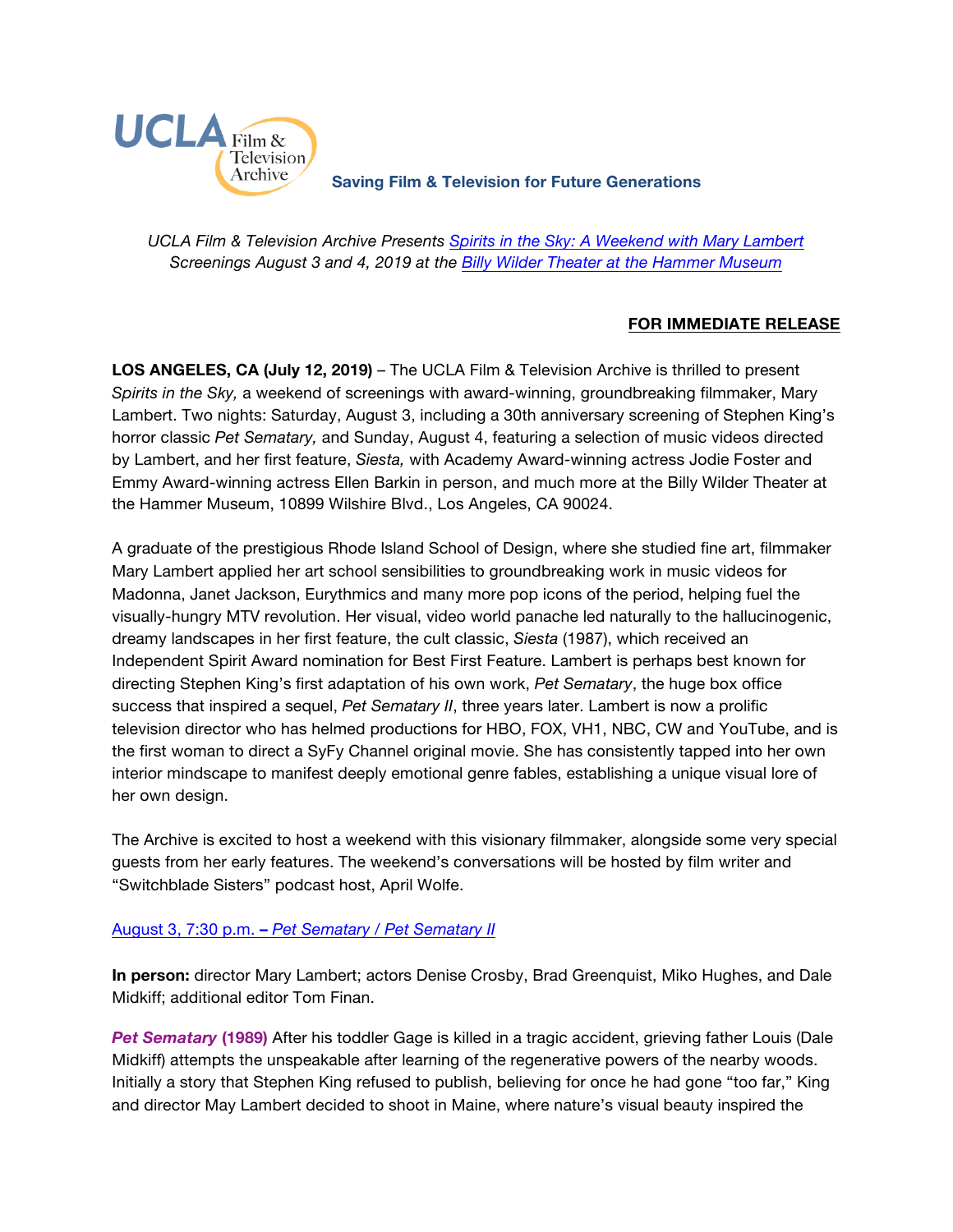UCLA Film & Television Archive

**Saving Film & Television for Future Generations**

*UCLA Film & Television Archive Presents [Spirits in the Sky: A Weekend with Mary Lambert]*
*Screenings August 3 and 4, 2019 at the [Billy Wilder Theater at the Hammer Museum]*

**FOR IMMEDIATE RELEASE**

**LOS ANGELES, CA (July 12, 2019)** – The UCLA Film & Television Archive is thrilled to present *Spirits in the Sky,* a weekend of screenings with award-winning, groundbreaking filmmaker, Mary Lambert. Two nights: Saturday, August 3, including a 30th anniversary screening of Stephen King's horror classic *Pet Sematary,* and Sunday, August 4, featuring a selection of music videos directed by Lambert, and her first feature, *Siesta,* with Academy Award-winning actress Jodie Foster and Emmy Award-winning actress Ellen Barkin in person, and much more at the Billy Wilder Theater at the Hammer Museum, 10899 Wilshire Blvd., Los Angeles, CA 90024.

A graduate of the prestigious Rhode Island School of Design, where she studied fine art, filmmaker Mary Lambert applied her art school sensibilities to groundbreaking work in music videos for Madonna, Janet Jackson, Eurythmics and many more pop icons of the period, helping fuel the visually-hungry MTV revolution. Her visual, video world panache led naturally to the hallucinogenic, dreamy landscapes in her first feature, the cult classic, *Siesta* (1987), which received an Independent Spirit Award nomination for Best First Feature. Lambert is perhaps best known for directing Stephen King's first adaptation of his own work, *Pet Sematary*, the huge box office success that inspired a sequel, *Pet Sematary II*, three years later. Lambert is now a prolific television director who has helmed productions for HBO, FOX, VH1, NBC, CW and YouTube, and is the first woman to direct a SyFy Channel original movie. She has consistently tapped into her own interior mindscape to manifest deeply emotional genre fables, establishing a unique visual lore of her own design.

The Archive is excited to host a weekend with this visionary filmmaker, alongside some very special guests from her early features. The weekend's conversations will be hosted by film writer and "Switchblade Sisters" podcast host, April Wolfe.

[August 3, 7:30 p.m. – *Pet Sematary / Pet Sematary II*]

**In person:** director Mary Lambert; actors Denise Crosby, Brad Greenquist, Miko Hughes, and Dale Midkiff; additional editor Tom Finan.

***Pet Sematary* (1989)** After his toddler Gage is killed in a tragic accident, grieving father Louis (Dale Midkiff) attempts the unspeakable after learning of the regenerative powers of the nearby woods. Initially a story that Stephen King refused to publish, believing for once he had gone "too far," King and director May Lambert decided to shoot in Maine, where nature's visual beauty inspired the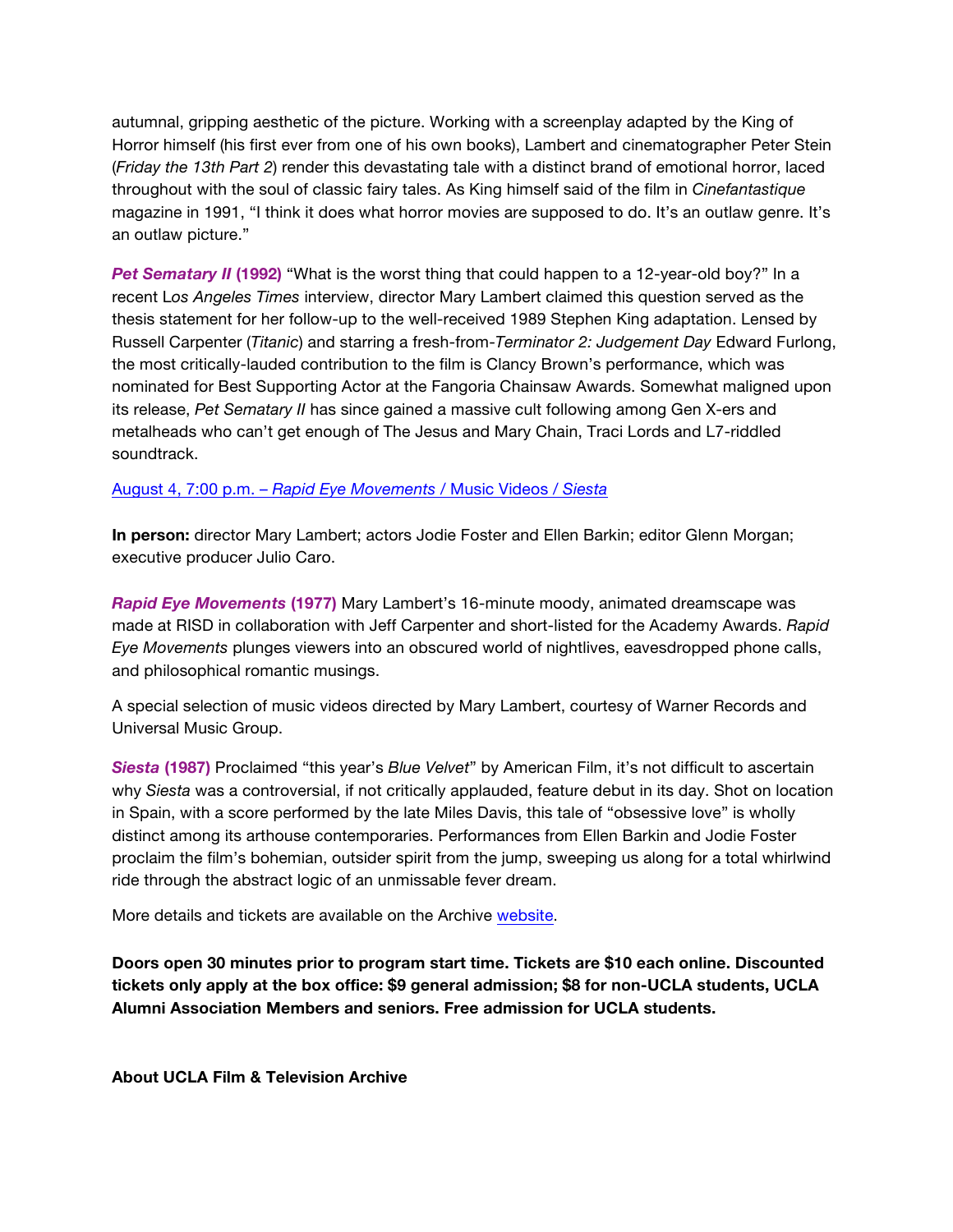autumnal, gripping aesthetic of the picture. Working with a screenplay adapted by the King of Horror himself (his first ever from one of his own books), Lambert and cinematographer Peter Stein (*Friday the 13th Part 2*) render this devastating tale with a distinct brand of emotional horror, laced throughout with the soul of classic fairy tales. As King himself said of the film in *Cinefantastique* magazine in 1991, "I think it does what horror movies are supposed to do. It's an outlaw genre. It's an outlaw picture."

***Pet Sematary II* (1992)** "What is the worst thing that could happen to a 12-year-old boy?" In a recent L*os Angeles Times* interview, director Mary Lambert claimed this question served as the thesis statement for her follow-up to the well-received 1989 Stephen King adaptation. Lensed by Russell Carpenter (*Titanic*) and starring a fresh-from-*Terminator 2: Judgement Day* Edward Furlong, the most critically-lauded contribution to the film is Clancy Brown's performance, which was nominated for Best Supporting Actor at the Fangoria Chainsaw Awards. Somewhat maligned upon its release, *Pet Sematary II* has since gained a massive cult following among Gen X-ers and metalheads who can't get enough of The Jesus and Mary Chain, Traci Lords and L7-riddled soundtrack.

August 4, 7:00 p.m. – *Rapid Eye Movements* / Music Videos / *Siesta*

**In person:** director Mary Lambert; actors Jodie Foster and Ellen Barkin; editor Glenn Morgan; executive producer Julio Caro.

***Rapid Eye Movements* (1977)** Mary Lambert's 16-minute moody, animated dreamscape was made at RISD in collaboration with Jeff Carpenter and short-listed for the Academy Awards. *Rapid Eye Movements* plunges viewers into an obscured world of nightlives, eavesdropped phone calls, and philosophical romantic musings.

A special selection of music videos directed by Mary Lambert, courtesy of Warner Records and Universal Music Group.

***Siesta* (1987)** Proclaimed "this year's *Blue Velvet*" by American Film, it's not difficult to ascertain why *Siesta* was a controversial, if not critically applauded, feature debut in its day. Shot on location in Spain, with a score performed by the late Miles Davis, this tale of "obsessive love" is wholly distinct among its arthouse contemporaries. Performances from Ellen Barkin and Jodie Foster proclaim the film's bohemian, outsider spirit from the jump, sweeping us along for a total whirlwind ride through the abstract logic of an unmissable fever dream.

More details and tickets are available on the Archive website.

**Doors open 30 minutes prior to program start time. Tickets are $10 each online. Discounted tickets only apply at the box office: $9 general admission; $8 for non-UCLA students, UCLA Alumni Association Members and seniors. Free admission for UCLA students.**

**About UCLA Film & Television Archive**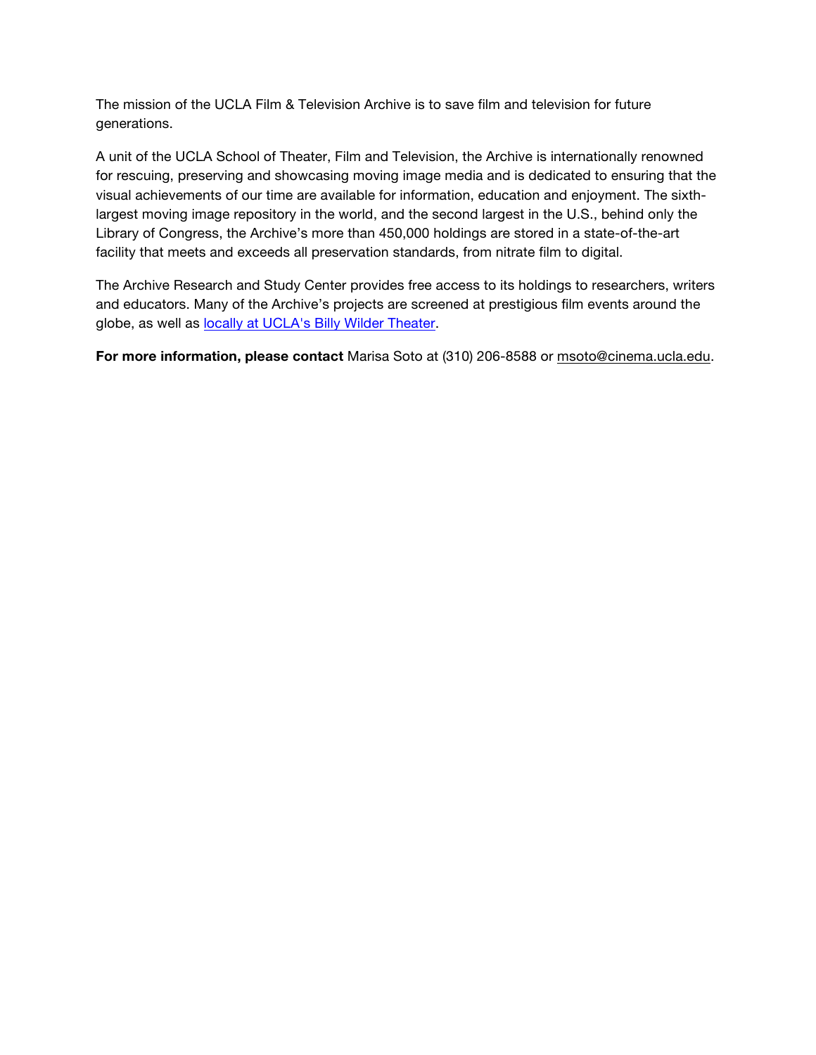The mission of the UCLA Film & Television Archive is to save film and television for future generations.

A unit of the UCLA School of Theater, Film and Television, the Archive is internationally renowned for rescuing, preserving and showcasing moving image media and is dedicated to ensuring that the visual achievements of our time are available for information, education and enjoyment. The sixth-largest moving image repository in the world, and the second largest in the U.S., behind only the Library of Congress, the Archive's more than 450,000 holdings are stored in a state-of-the-art facility that meets and exceeds all preservation standards, from nitrate film to digital.

The Archive Research and Study Center provides free access to its holdings to researchers, writers and educators. Many of the Archive's projects are screened at prestigious film events around the globe, as well as locally at UCLA's Billy Wilder Theater.

**For more information, please contact** Marisa Soto at (310) 206-8588 or msoto@cinema.ucla.edu.